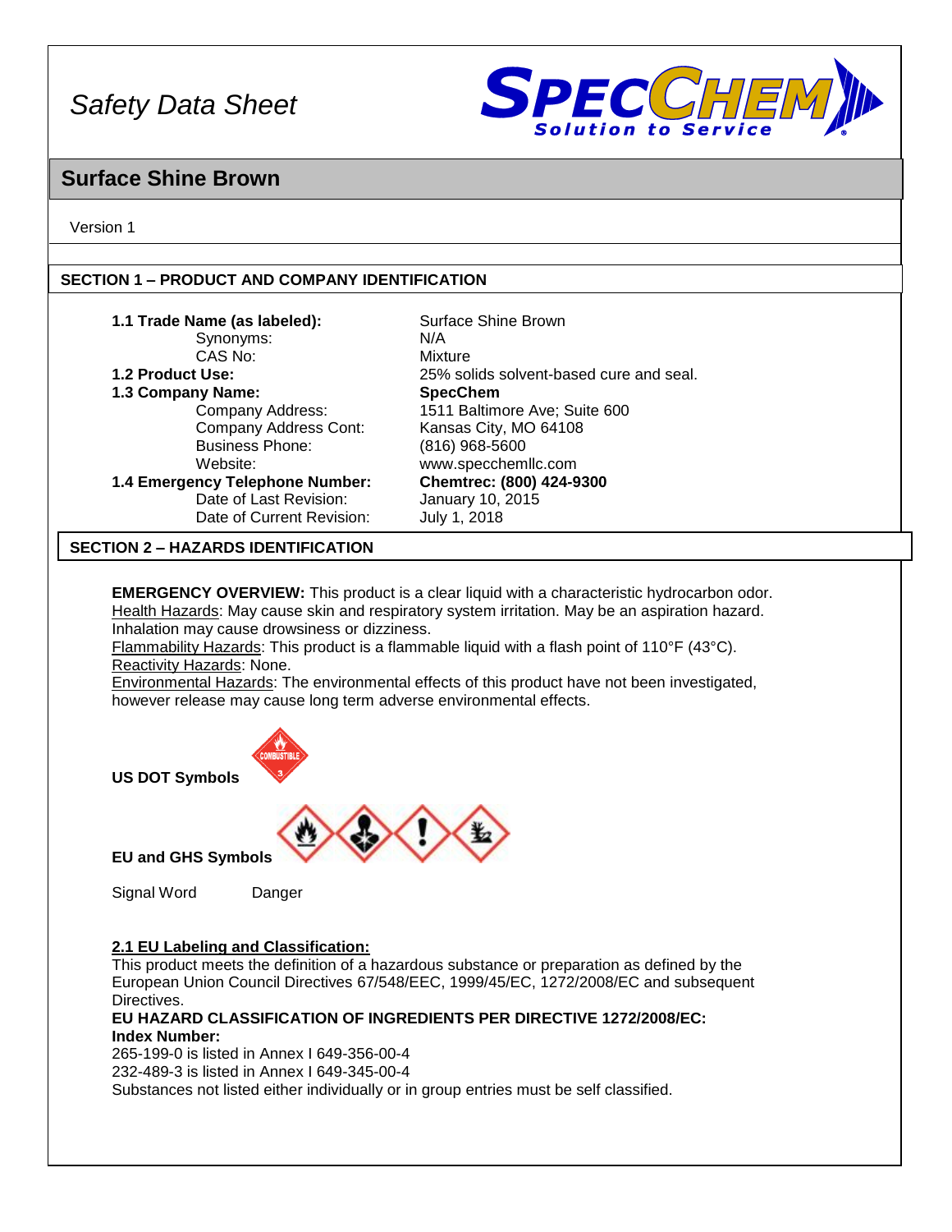# Safety Data Sheet

## Surface Shine Brown

Version 1

## SECTION 1 – PRODUCT AND COMPANY IDENTIFICATION

| | |
|---|---|
| **1.1 Trade Name (as labeled):** | Surface Shine Brown |
| Synonyms: | N/A |
| CAS No: | Mixture |
| **1.2 Product Use:** | 25% solids solvent-based cure and seal. |
| **1.3 Company Name:** | **SpecChem** |
| Company Address: | 1511 Baltimore Ave; Suite 600 |
| Company Address Cont: | Kansas City, MO 64108 |
| Business Phone: | (816) 968-5600 |
| Website: | www.specchemllc.com |
| **1.4 Emergency Telephone Number:** | **Chemtrec: (800) 424-9300** |
| Date of Last Revision: | January 10, 2015 |
| Date of Current Revision: | July 1, 2018 |

## SECTION 2 – HAZARDS IDENTIFICATION

**EMERGENCY OVERVIEW:** This product is a clear liquid with a characteristic hydrocarbon odor.
Health Hazards: May cause skin and respiratory system irritation. May be an aspiration hazard. Inhalation may cause drowsiness or dizziness.
Flammability Hazards: This product is a flammable liquid with a flash point of 110°F (43°C).
Reactivity Hazards: None.
Environmental Hazards: The environmental effects of this product have not been investigated, however release may cause long term adverse environmental effects.

**US DOT Symbols**

**EU and GHS Symbols**

Signal Word Danger

**2.1 EU Labeling and Classification:**
This product meets the definition of a hazardous substance or preparation as defined by the European Union Council Directives 67/548/EEC, 1999/45/EC, 1272/2008/EC and subsequent Directives.
**EU HAZARD CLASSIFICATION OF INGREDIENTS PER DIRECTIVE 1272/2008/EC:**
**Index Number:**
265-199-0 is listed in Annex I 649-356-00-4
232-489-3 is listed in Annex I 649-345-00-4
Substances not listed either individually or in group entries must be self classified.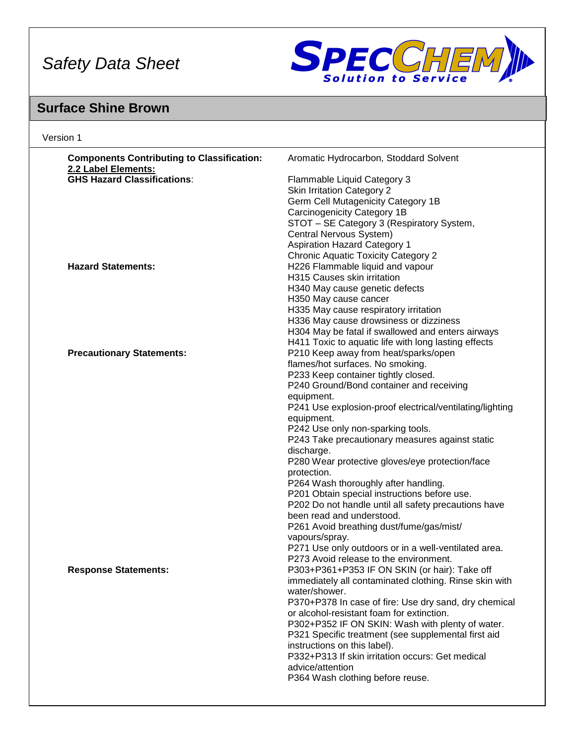# Safety Data Sheet

## Surface Shine Brown

Version 1

| | |
|---|---|
| **Components Contributing to Classification:** | Aromatic Hydrocarbon, Stoddard Solvent |
| **2.2 Label Elements:** | |
| **GHS Hazard Classifications:** | Flammable Liquid Category 3<br>Skin Irritation Category 2<br>Germ Cell Mutagenicity Category 1B<br>Carcinogenicity Category 1B<br>STOT – SE Category 3 (Respiratory System, Central Nervous System)<br>Aspiration Hazard Category 1<br>Chronic Aquatic Toxicity Category 2 |
| **Hazard Statements:** | H226 Flammable liquid and vapour<br>H315 Causes skin irritation<br>H340 May cause genetic defects<br>H350 May cause cancer<br>H335 May cause respiratory irritation<br>H336 May cause drowsiness or dizziness<br>H304 May be fatal if swallowed and enters airways<br>H411 Toxic to aquatic life with long lasting effects |
| **Precautionary Statements:** | P210 Keep away from heat/sparks/open flames/hot surfaces. No smoking.<br>P233 Keep container tightly closed.<br>P240 Ground/Bond container and receiving equipment.<br>P241 Use explosion-proof electrical/ventilating/lighting equipment.<br>P242 Use only non-sparking tools.<br>P243 Take precautionary measures against static discharge.<br>P280 Wear protective gloves/eye protection/face protection.<br>P264 Wash thoroughly after handling.<br>P201 Obtain special instructions before use.<br>P202 Do not handle until all safety precautions have been read and understood.<br>P261 Avoid breathing dust/fume/gas/mist/ vapours/spray.<br>P271 Use only outdoors or in a well-ventilated area.<br>P273 Avoid release to the environment. |
| **Response Statements:** | P303+P361+P353 IF ON SKIN (or hair): Take off immediately all contaminated clothing. Rinse skin with water/shower.<br>P370+P378 In case of fire: Use dry sand, dry chemical or alcohol-resistant foam for extinction.<br>P302+P352 IF ON SKIN: Wash with plenty of water.<br>P321 Specific treatment (see supplemental first aid instructions on this label).<br>P332+P313 If skin irritation occurs: Get medical advice/attention<br>P364 Wash clothing before reuse. |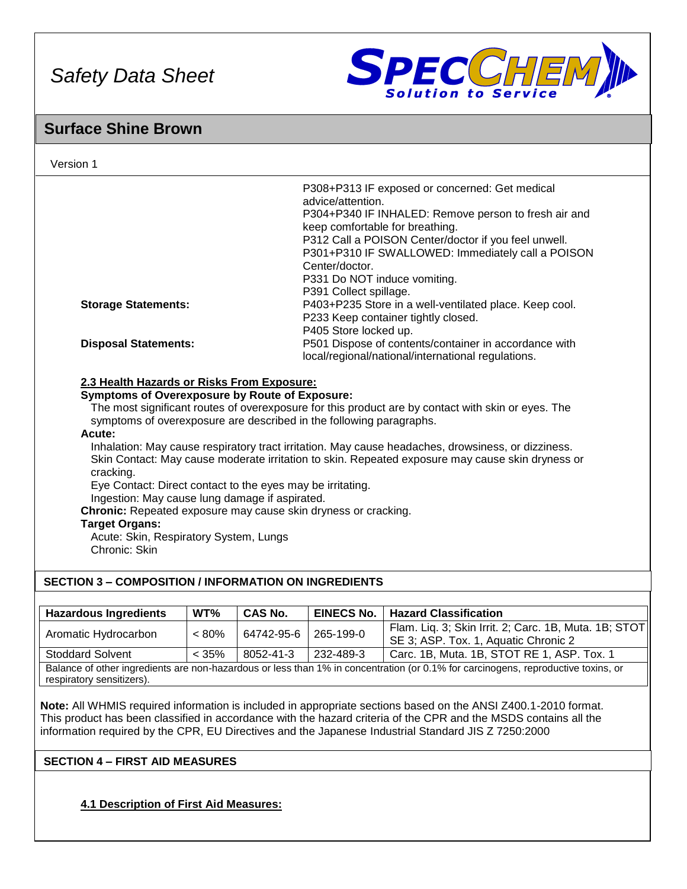| | |
|---|---|
| | P308+P313 IF exposed or concerned: Get medical advice/attention.<br>P304+P340 IF INHALED: Remove person to fresh air and keep comfortable for breathing.<br>P312 Call a POISON Center/doctor if you feel unwell.<br>P301+P310 IF SWALLOWED: Immediately call a POISON Center/doctor.<br>P331 Do NOT induce vomiting.<br>P391 Collect spillage. |
| **Storage Statements:** | P403+P235 Store in a well-ventilated place. Keep cool.<br>P233 Keep container tightly closed.<br>P405 Store locked up. |
| **Disposal Statements:** | P501 Dispose of contents/container in accordance with local/regional/national/international regulations. |

### 2.3 Health Hazards or Risks From Exposure:

**Symptoms of Overexposure by Route of Exposure:**

The most significant routes of overexposure for this product are by contact with skin or eyes. The symptoms of overexposure are described in the following paragraphs.

**Acute:**

Inhalation: May cause respiratory tract irritation. May cause headaches, drowsiness, or dizziness.
Skin Contact: May cause moderate irritation to skin. Repeated exposure may cause skin dryness or cracking.
Eye Contact: Direct contact to the eyes may be irritating.
Ingestion: May cause lung damage if aspirated.

**Chronic:** Repeated exposure may cause skin dryness or cracking.

**Target Organs:**

Acute: Skin, Respiratory System, Lungs
Chronic: Skin

## SECTION 3 – COMPOSITION / INFORMATION ON INGREDIENTS

| Hazardous Ingredients | WT% | CAS No. | EINECS No. | Hazard Classification |
|---|---|---|---|---|
| Aromatic Hydrocarbon | < 80% | 64742-95-6 | 265-199-0 | Flam. Liq. 3; Skin Irrit. 2; Carc. 1B, Muta. 1B; STOT SE 3; ASP. Tox. 1, Aquatic Chronic 2 |
| Stoddard Solvent | < 35% | 8052-41-3 | 232-489-3 | Carc. 1B, Muta. 1B, STOT RE 1, ASP. Tox. 1 |
| Balance of other ingredients are non-hazardous or less than 1% in concentration (or 0.1% for carcinogens, reproductive toxins, or respiratory sensitizers). | | | | |

**Note:** All WHMIS required information is included in appropriate sections based on the ANSI Z400.1-2010 format. This product has been classified in accordance with the hazard criteria of the CPR and the MSDS contains all the information required by the CPR, EU Directives and the Japanese Industrial Standard JIS Z 7250:2000

## SECTION 4 – FIRST AID MEASURES

### 4.1 Description of First Aid Measures: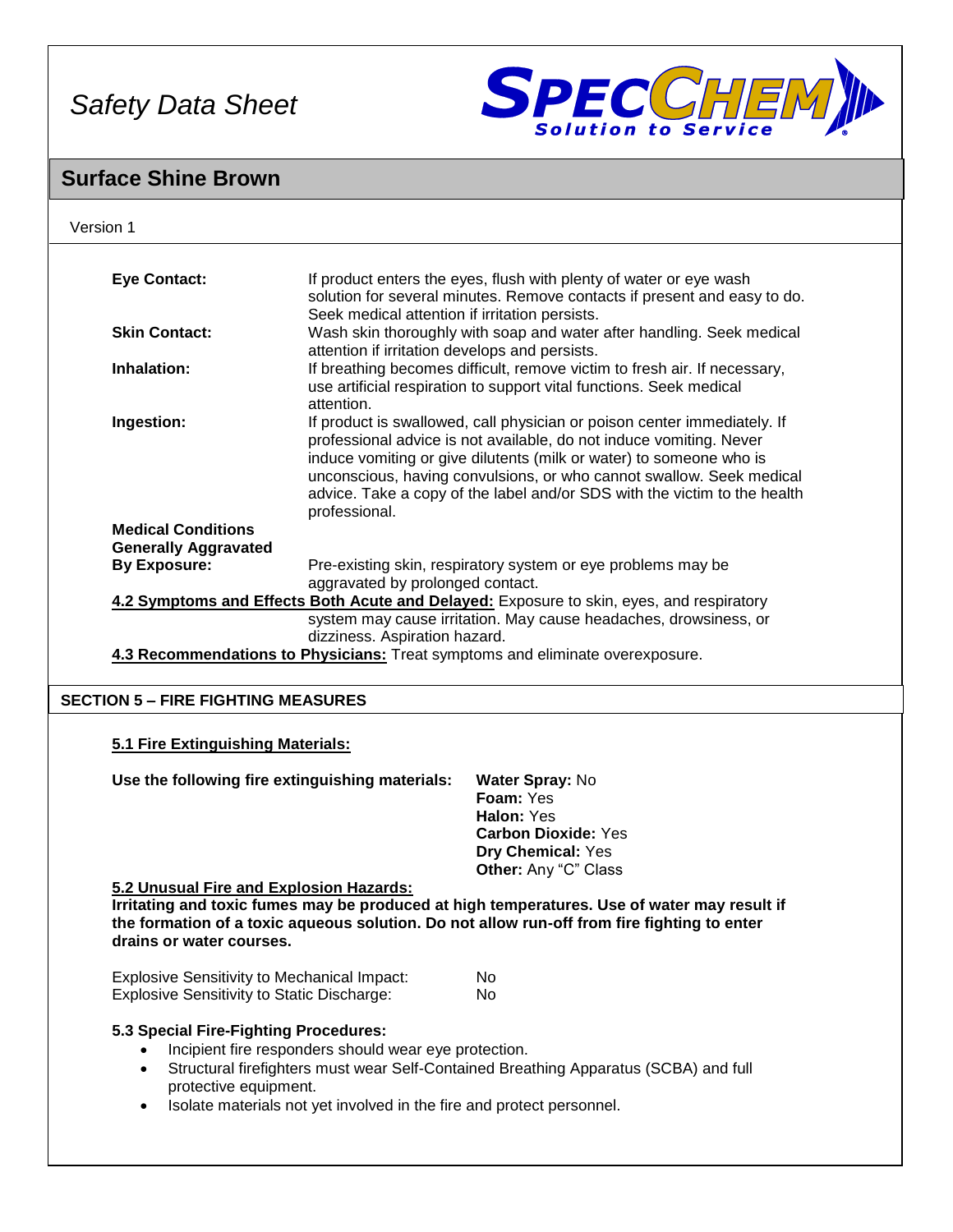**Eye Contact:** If product enters the eyes, flush with plenty of water or eye wash solution for several minutes. Remove contacts if present and easy to do. Seek medical attention if irritation persists.

**Skin Contact:** Wash skin thoroughly with soap and water after handling. Seek medical attention if irritation develops and persists.

**Inhalation:** If breathing becomes difficult, remove victim to fresh air. If necessary, use artificial respiration to support vital functions. Seek medical attention.

**Ingestion:** If product is swallowed, call physician or poison center immediately. If professional advice is not available, do not induce vomiting. Never induce vomiting or give dilutents (milk or water) to someone who is unconscious, having convulsions, or who cannot swallow. Seek medical advice. Take a copy of the label and/or SDS with the victim to the health professional.

**Medical Conditions Generally Aggravated By Exposure:** Pre-existing skin, respiratory system or eye problems may be aggravated by prolonged contact.

**4.2 Symptoms and Effects Both Acute and Delayed:** Exposure to skin, eyes, and respiratory system may cause irritation. May cause headaches, drowsiness, or dizziness. Aspiration hazard.

**4.3 Recommendations to Physicians:** Treat symptoms and eliminate overexposure.

## SECTION 5 – FIRE FIGHTING MEASURES

**5.1 Fire Extinguishing Materials:**

**Use the following fire extinguishing materials:**

- **Water Spray:** No
- **Foam:** Yes
- **Halon:** Yes
- **Carbon Dioxide:** Yes
- **Dry Chemical:** Yes
- **Other:** Any "C" Class

**5.2 Unusual Fire and Explosion Hazards:**

**Irritating and toxic fumes may be produced at high temperatures. Use of water may result if the formation of a toxic aqueous solution. Do not allow run-off from fire fighting to enter drains or water courses.**

Explosive Sensitivity to Mechanical Impact: No
Explosive Sensitivity to Static Discharge: No

**5.3 Special Fire-Fighting Procedures:**

- Incipient fire responders should wear eye protection.
- Structural firefighters must wear Self-Contained Breathing Apparatus (SCBA) and full protective equipment.
- Isolate materials not yet involved in the fire and protect personnel.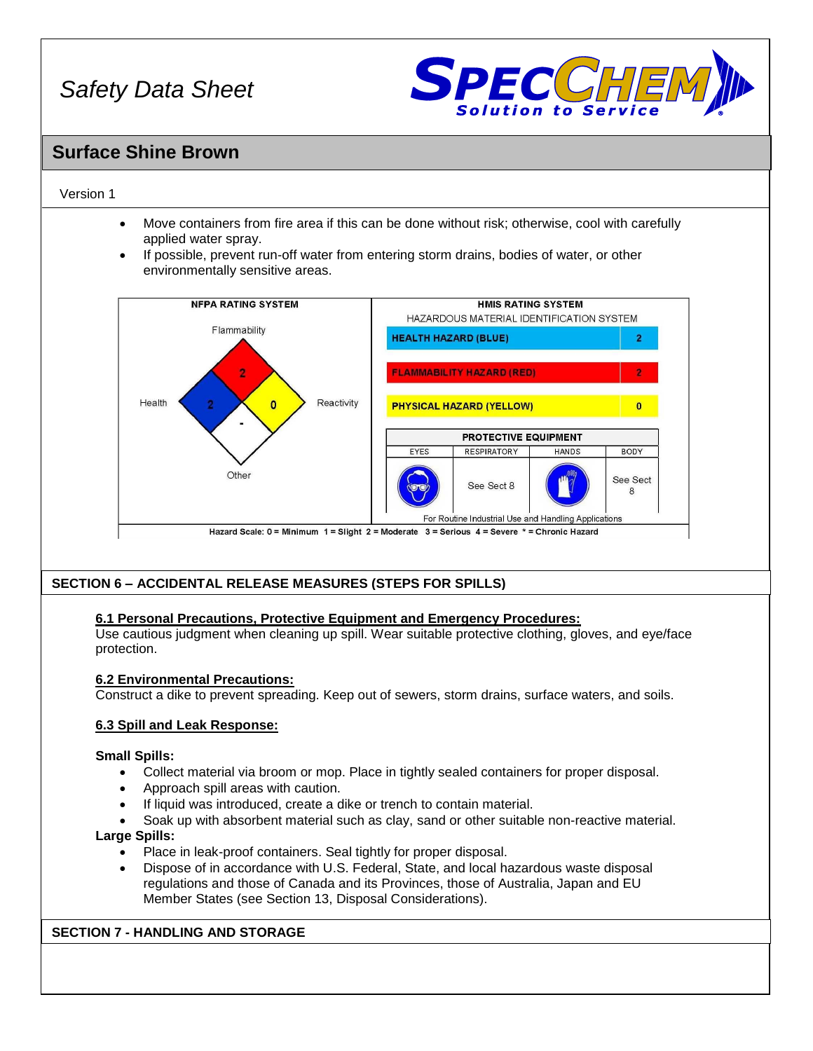*Safety Data Sheet*

## Surface Shine Brown

Version 1

- Move containers from fire area if this can be done without risk; otherwise, cool with carefully applied water spray.
- If possible, prevent run-off water from entering storm drains, bodies of water, or other environmentally sensitive areas.

**NFPA RATING SYSTEM**

| Category | Rating |
|---|---|
| Flammability | 2 |
| Health | 2 |
| Reactivity | 0 |
| Other | - |

**HMIS RATING SYSTEM**

HAZARDOUS MATERIAL IDENTIFICATION SYSTEM

| Hazard | Rating |
|---|---|
| HEALTH HAZARD (BLUE) | 2 |
| FLAMMABILITY HAZARD (RED) | 2 |
| PHYSICAL HAZARD (YELLOW) | 0 |

**PROTECTIVE EQUIPMENT**

| EYES | RESPIRATORY | HANDS | BODY |
|---|---|---|---|
| | See Sect 8 | | See Sect 8 |

For Routine Industrial Use and Handling Applications

Hazard Scale: 0 = Minimum 1 = Slight 2 = Moderate 3 = Serious 4 = Severe * = Chronic Hazard

## SECTION 6 – ACCIDENTAL RELEASE MEASURES (STEPS FOR SPILLS)

### 6.1 Personal Precautions, Protective Equipment and Emergency Procedures:

Use cautious judgment when cleaning up spill. Wear suitable protective clothing, gloves, and eye/face protection.

### 6.2 Environmental Precautions:

Construct a dike to prevent spreading. Keep out of sewers, storm drains, surface waters, and soils.

### 6.3 Spill and Leak Response:

**Small Spills:**

- Collect material via broom or mop. Place in tightly sealed containers for proper disposal.
- Approach spill areas with caution.
- If liquid was introduced, create a dike or trench to contain material.
- Soak up with absorbent material such as clay, sand or other suitable non-reactive material.

**Large Spills:**

- Place in leak-proof containers. Seal tightly for proper disposal.
- Dispose of in accordance with U.S. Federal, State, and local hazardous waste disposal regulations and those of Canada and its Provinces, those of Australia, Japan and EU Member States (see Section 13, Disposal Considerations).

## SECTION 7 - HANDLING AND STORAGE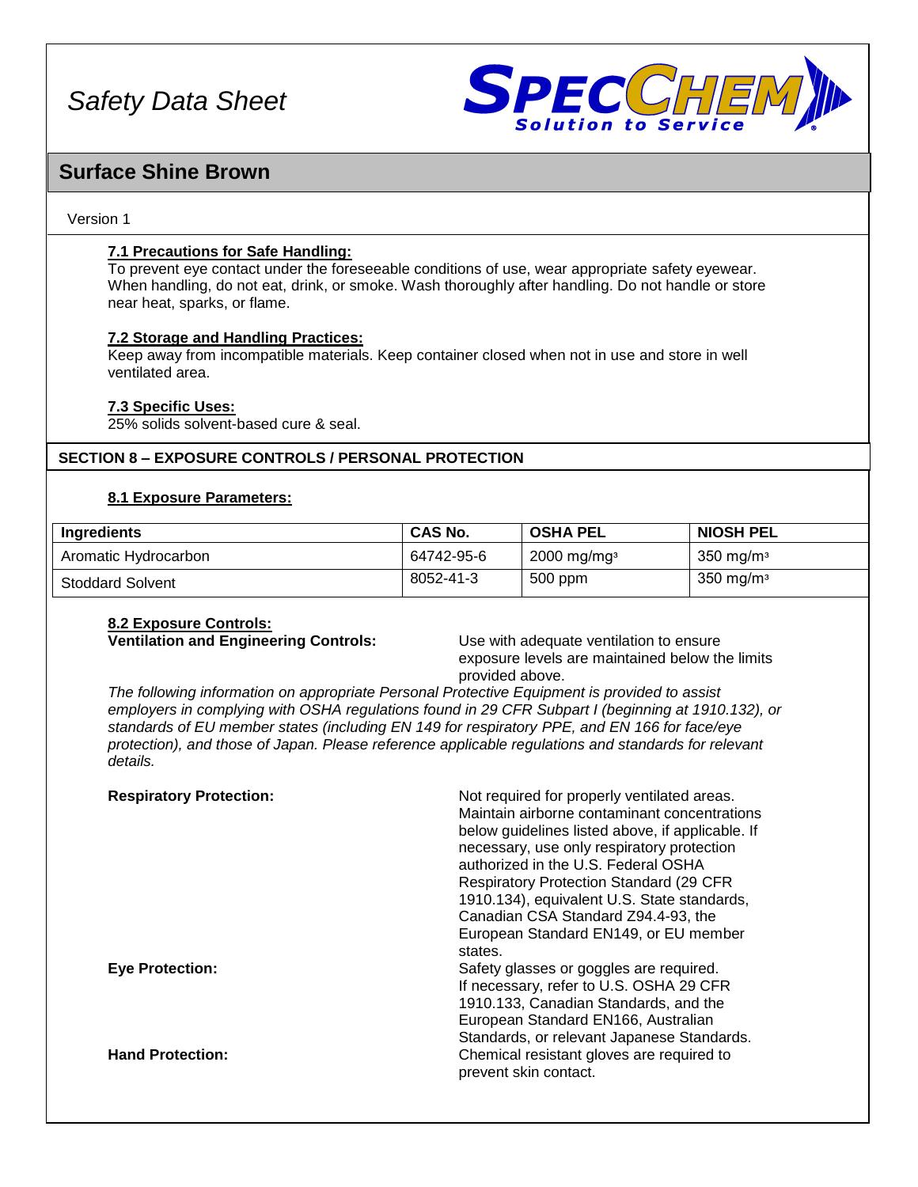# Safety Data Sheet

## Surface Shine Brown

Version 1

**7.1 Precautions for Safe Handling:**
To prevent eye contact under the foreseeable conditions of use, wear appropriate safety eyewear. When handling, do not eat, drink, or smoke. Wash thoroughly after handling. Do not handle or store near heat, sparks, or flame.

**7.2 Storage and Handling Practices:**
Keep away from incompatible materials. Keep container closed when not in use and store in well ventilated area.

**7.3 Specific Uses:**
25% solids solvent-based cure & seal.

## SECTION 8 – EXPOSURE CONTROLS / PERSONAL PROTECTION

**8.1 Exposure Parameters:**

| Ingredients | CAS No. | OSHA PEL | NIOSH PEL |
|---|---|---|---|
| Aromatic Hydrocarbon | 64742-95-6 | 2000 mg/mg³ | 350 mg/m³ |
| Stoddard Solvent | 8052-41-3 | 500 ppm | 350 mg/m³ |

**8.2 Exposure Controls:**

**Ventilation and Engineering Controls:** Use with adequate ventilation to ensure exposure levels are maintained below the limits provided above.

*The following information on appropriate Personal Protective Equipment is provided to assist employers in complying with OSHA regulations found in 29 CFR Subpart I (beginning at 1910.132), or standards of EU member states (including EN 149 for respiratory PPE, and EN 166 for face/eye protection), and those of Japan. Please reference applicable regulations and standards for relevant details.*

**Respiratory Protection:** Not required for properly ventilated areas. Maintain airborne contaminant concentrations below guidelines listed above, if applicable. If necessary, use only respiratory protection authorized in the U.S. Federal OSHA Respiratory Protection Standard (29 CFR 1910.134), equivalent U.S. State standards, Canadian CSA Standard Z94.4-93, the European Standard EN149, or EU member states.

**Eye Protection:** Safety glasses or goggles are required. If necessary, refer to U.S. OSHA 29 CFR 1910.133, Canadian Standards, and the European Standard EN166, Australian Standards, or relevant Japanese Standards.

**Hand Protection:** Chemical resistant gloves are required to prevent skin contact.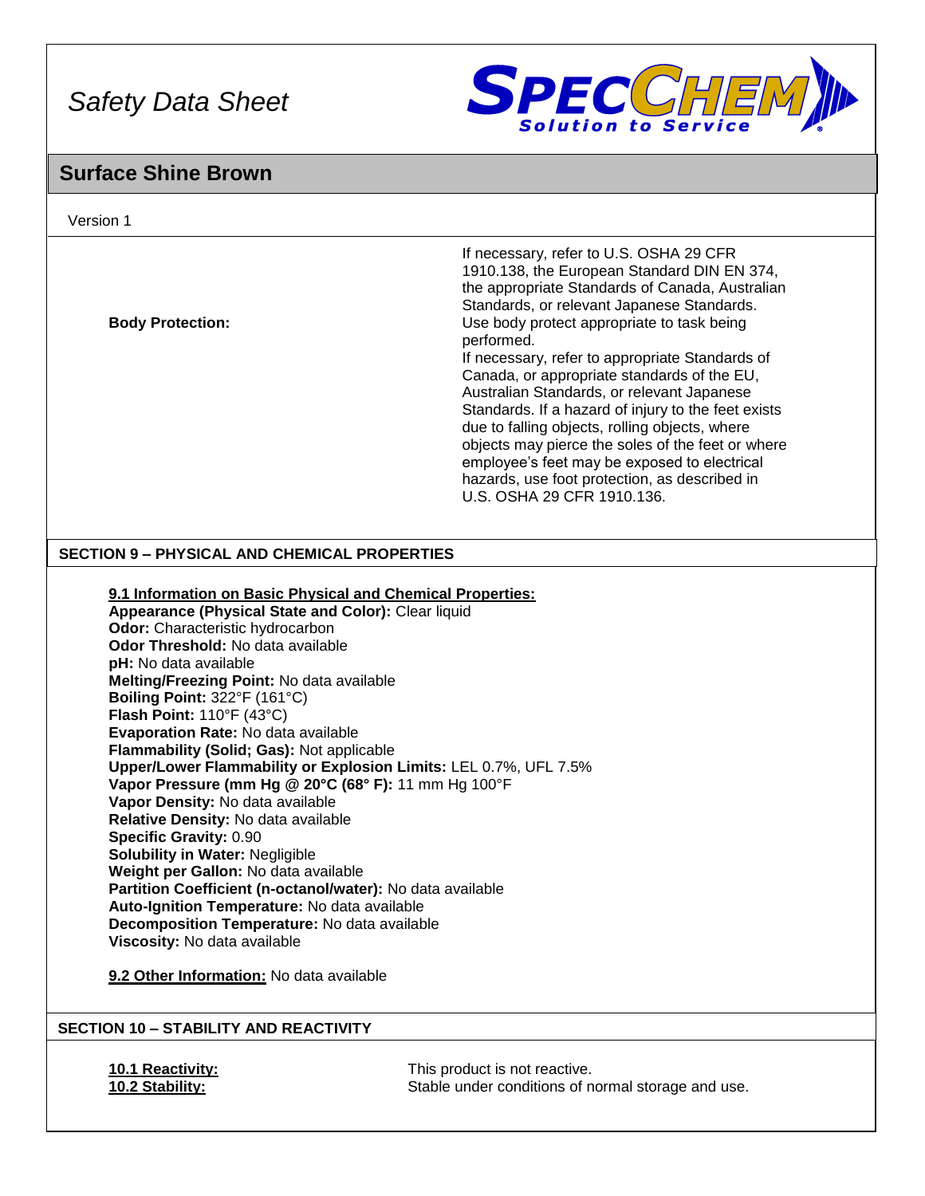| | |
|---|---|
| | If necessary, refer to U.S. OSHA 29 CFR 1910.138, the European Standard DIN EN 374, the appropriate Standards of Canada, Australian Standards, or relevant Japanese Standards. |
| **Body Protection:** | Use body protect appropriate to task being performed. If necessary, refer to appropriate Standards of Canada, or appropriate standards of the EU, Australian Standards, or relevant Japanese Standards. If a hazard of injury to the feet exists due to falling objects, rolling objects, where objects may pierce the soles of the feet or where employee's feet may be exposed to electrical hazards, use foot protection, as described in U.S. OSHA 29 CFR 1910.136. |

## SECTION 9 – PHYSICAL AND CHEMICAL PROPERTIES

**9.1 Information on Basic Physical and Chemical Properties:**

**Appearance (Physical State and Color):** Clear liquid
**Odor:** Characteristic hydrocarbon
**Odor Threshold:** No data available
**pH:** No data available
**Melting/Freezing Point:** No data available
**Boiling Point:** 322°F (161°C)
**Flash Point:** 110°F (43°C)
**Evaporation Rate:** No data available
**Flammability (Solid; Gas):** Not applicable
**Upper/Lower Flammability or Explosion Limits:** LEL 0.7%, UFL 7.5%
**Vapor Pressure (mm Hg @ 20°C (68° F):** 11 mm Hg 100°F
**Vapor Density:** No data available
**Relative Density:** No data available
**Specific Gravity:** 0.90
**Solubility in Water:** Negligible
**Weight per Gallon:** No data available
**Partition Coefficient (n-octanol/water):** No data available
**Auto-Ignition Temperature:** No data available
**Decomposition Temperature:** No data available
**Viscosity:** No data available

**9.2 Other Information:** No data available

## SECTION 10 – STABILITY AND REACTIVITY

| | |
|---|---|
| **10.1 Reactivity:** | This product is not reactive. |
| **10.2 Stability:** | Stable under conditions of normal storage and use. |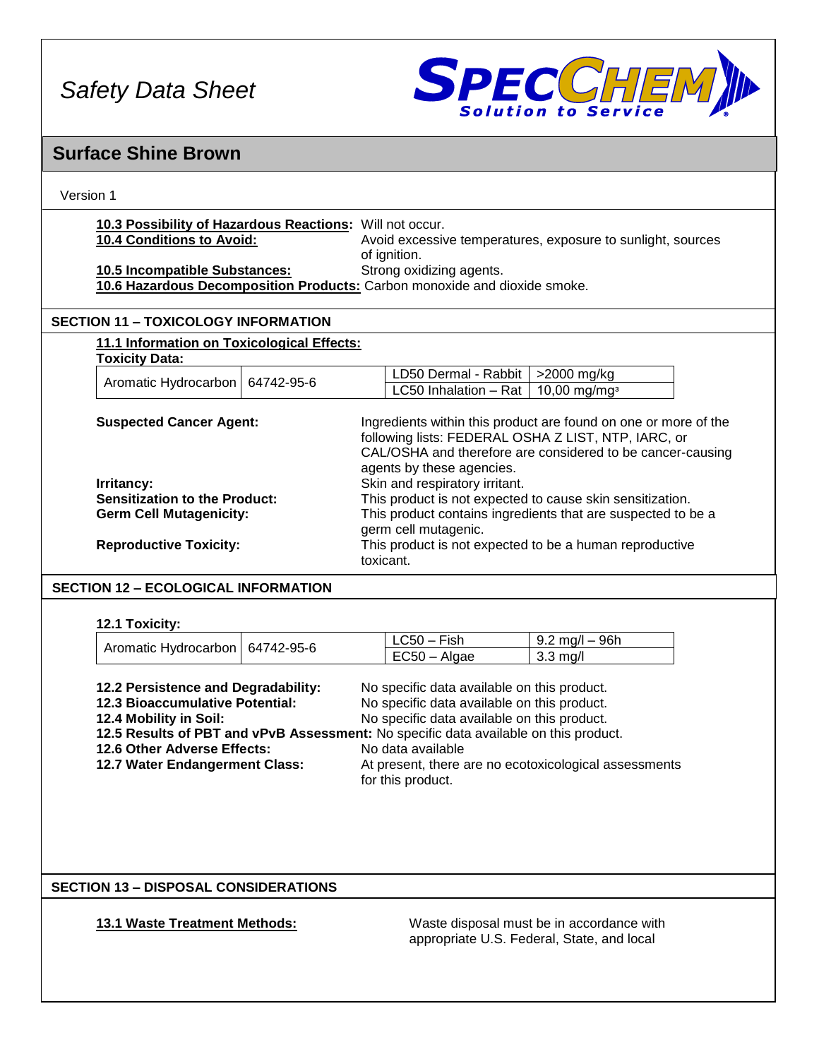# Surface Shine Brown

Version 1

**10.3 Possibility of Hazardous Reactions:** Will not occur.

**10.4 Conditions to Avoid:** Avoid excessive temperatures, exposure to sunlight, sources of ignition.

**10.5 Incompatible Substances:** Strong oxidizing agents.

**10.6 Hazardous Decomposition Products:** Carbon monoxide and dioxide smoke.

## SECTION 11 – TOXICOLOGY INFORMATION

**11.1 Information on Toxicological Effects:**

**Toxicity Data:**

| | | | |
|---|---|---|---|
| Aromatic Hydrocarbon | 64742-95-6 | LD50 Dermal - Rabbit | >2000 mg/kg |
| | | LC50 Inhalation – Rat | 10,00 mg/mg³ |

**Suspected Cancer Agent:** Ingredients within this product are found on one or more of the following lists: FEDERAL OSHA Z LIST, NTP, IARC, or CAL/OSHA and therefore are considered to be cancer-causing agents by these agencies.

**Irritancy:** Skin and respiratory irritant.

**Sensitization to the Product:** This product is not expected to cause skin sensitization.

**Germ Cell Mutagenicity:** This product contains ingredients that are suspected to be a germ cell mutagenic.

**Reproductive Toxicity:** This product is not expected to be a human reproductive toxicant.

## SECTION 12 – ECOLOGICAL INFORMATION

**12.1 Toxicity:**

| | | | |
|---|---|---|---|
| Aromatic Hydrocarbon | 64742-95-6 | LC50 – Fish | 9.2 mg/l – 96h |
| | | EC50 – Algae | 3.3 mg/l |

**12.2 Persistence and Degradability:** No specific data available on this product.

**12.3 Bioaccumulative Potential:** No specific data available on this product.

**12.4 Mobility in Soil:** No specific data available on this product.

**12.5 Results of PBT and vPvB Assessment:** No specific data available on this product.

**12.6 Other Adverse Effects:** No data available

**12.7 Water Endangerment Class:** At present, there are no ecotoxicological assessments for this product.

## SECTION 13 – DISPOSAL CONSIDERATIONS

**13.1 Waste Treatment Methods:** Waste disposal must be in accordance with appropriate U.S. Federal, State, and local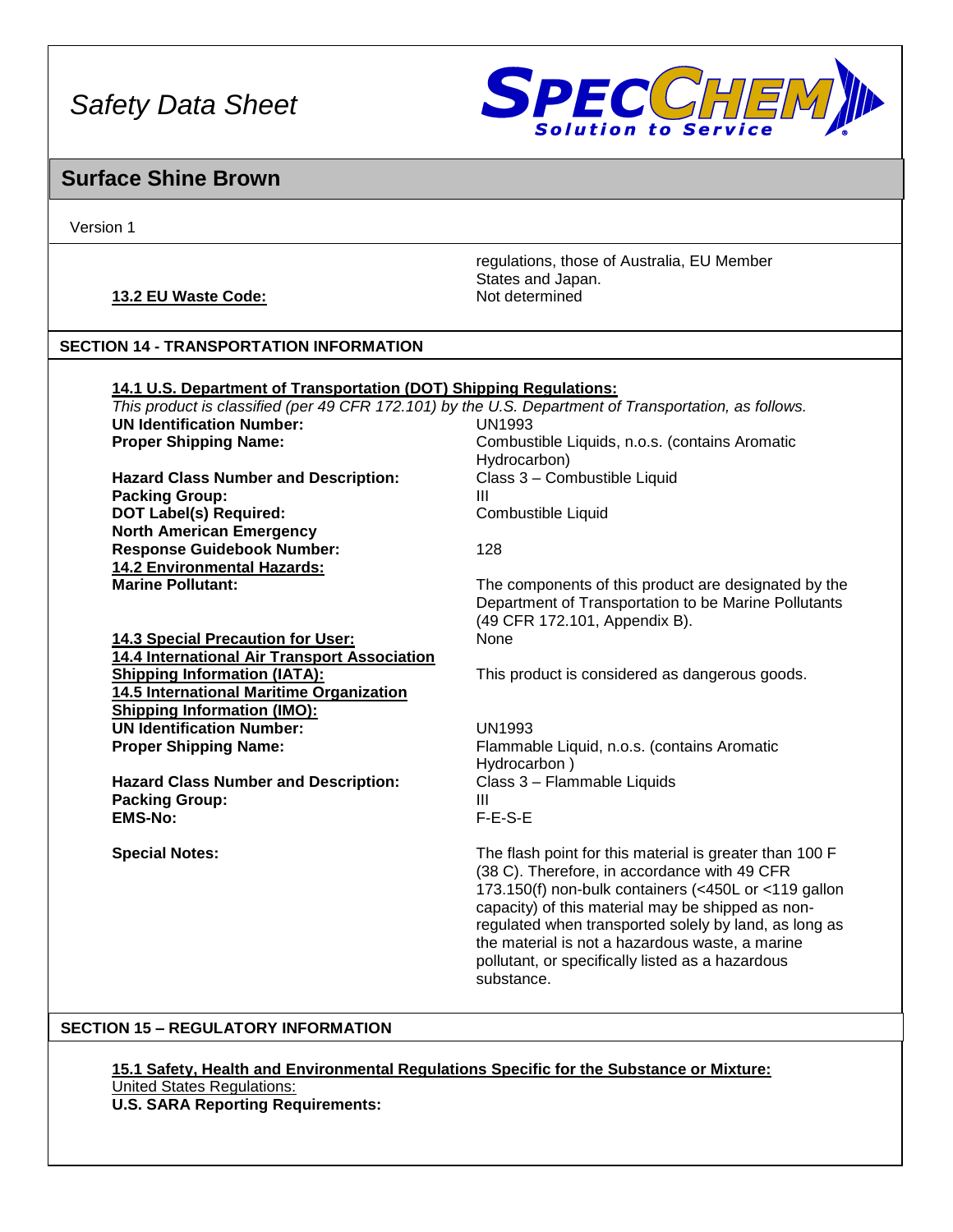regulations, those of Australia, EU Member States and Japan.

**13.2 EU Waste Code:** Not determined

## SECTION 14 - TRANSPORTATION INFORMATION

**14.1 U.S. Department of Transportation (DOT) Shipping Regulations:**

*This product is classified (per 49 CFR 172.101) by the U.S. Department of Transportation, as follows.*

**UN Identification Number:** UN1993

**Proper Shipping Name:** Combustible Liquids, n.o.s. (contains Aromatic Hydrocarbon)

**Hazard Class Number and Description:** Class 3 – Combustible Liquid

**Packing Group:** III

**DOT Label(s) Required:** Combustible Liquid

**North American Emergency Response Guidebook Number:** 128

**14.2 Environmental Hazards:**

**Marine Pollutant:** The components of this product are designated by the Department of Transportation to be Marine Pollutants (49 CFR 172.101, Appendix B).

**14.3 Special Precaution for User:** None

**14.4 International Air Transport Association Shipping Information (IATA):** This product is considered as dangerous goods.

**14.5 International Maritime Organization Shipping Information (IMO):**

**UN Identification Number:** UN1993

**Proper Shipping Name:** Flammable Liquid, n.o.s. (contains Aromatic Hydrocarbon )

**Hazard Class Number and Description:** Class 3 – Flammable Liquids

**Packing Group:** III

**EMS-No:** F-E-S-E

**Special Notes:** The flash point for this material is greater than 100 F (38 C). Therefore, in accordance with 49 CFR 173.150(f) non-bulk containers (<450L or <119 gallon capacity) of this material may be shipped as non-regulated when transported solely by land, as long as the material is not a hazardous waste, a marine pollutant, or specifically listed as a hazardous substance.

## SECTION 15 – REGULATORY INFORMATION

**15.1 Safety, Health and Environmental Regulations Specific for the Substance or Mixture:**

United States Regulations:

**U.S. SARA Reporting Requirements:**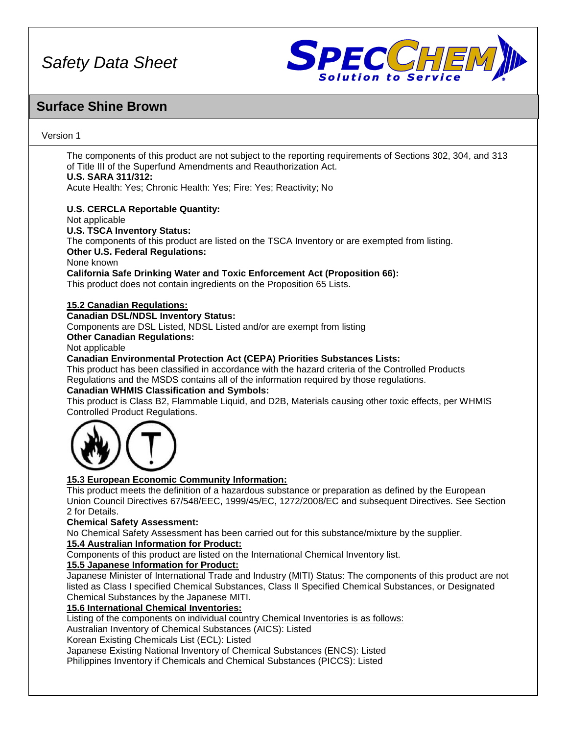The components of this product are not subject to the reporting requirements of Sections 302, 304, and 313 of Title III of the Superfund Amendments and Reauthorization Act.

**U.S. SARA 311/312:**

Acute Health: Yes; Chronic Health: Yes; Fire: Yes; Reactivity; No

**U.S. CERCLA Reportable Quantity:**

Not applicable

**U.S. TSCA Inventory Status:**

The components of this product are listed on the TSCA Inventory or are exempted from listing.

**Other U.S. Federal Regulations:**

None known

**California Safe Drinking Water and Toxic Enforcement Act (Proposition 66):**

This product does not contain ingredients on the Proposition 65 Lists.

**15.2 Canadian Regulations:**

**Canadian DSL/NDSL Inventory Status:**

Components are DSL Listed, NDSL Listed and/or are exempt from listing

**Other Canadian Regulations:**

Not applicable

**Canadian Environmental Protection Act (CEPA) Priorities Substances Lists:**

This product has been classified in accordance with the hazard criteria of the Controlled Products Regulations and the MSDS contains all of the information required by those regulations.

**Canadian WHMIS Classification and Symbols:**

This product is Class B2, Flammable Liquid, and D2B, Materials causing other toxic effects, per WHMIS Controlled Product Regulations.

**15.3 European Economic Community Information:**

This product meets the definition of a hazardous substance or preparation as defined by the European Union Council Directives 67/548/EEC, 1999/45/EC, 1272/2008/EC and subsequent Directives. See Section 2 for Details.

**Chemical Safety Assessment:**

No Chemical Safety Assessment has been carried out for this substance/mixture by the supplier.

**15.4 Australian Information for Product:**

Components of this product are listed on the International Chemical Inventory list.

**15.5 Japanese Information for Product:**

Japanese Minister of International Trade and Industry (MITI) Status: The components of this product are not listed as Class I specified Chemical Substances, Class II Specified Chemical Substances, or Designated Chemical Substances by the Japanese MITI.

**15.6 International Chemical Inventories:**

Listing of the components on individual country Chemical Inventories is as follows:

Australian Inventory of Chemical Substances (AICS): Listed

Korean Existing Chemicals List (ECL): Listed

Japanese Existing National Inventory of Chemical Substances (ENCS): Listed

Philippines Inventory if Chemicals and Chemical Substances (PICCS): Listed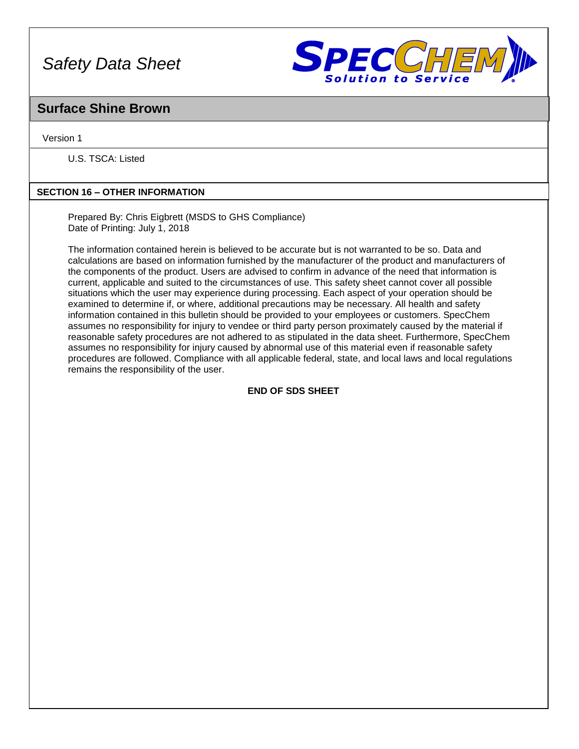U.S. TSCA: Listed

## SECTION 16 – OTHER INFORMATION

Prepared By: Chris Eigbrett (MSDS to GHS Compliance)
Date of Printing: July 1, 2018

The information contained herein is believed to be accurate but is not warranted to be so. Data and calculations are based on information furnished by the manufacturer of the product and manufacturers of the components of the product. Users are advised to confirm in advance of the need that information is current, applicable and suited to the circumstances of use. This safety sheet cannot cover all possible situations which the user may experience during processing. Each aspect of your operation should be examined to determine if, or where, additional precautions may be necessary. All health and safety information contained in this bulletin should be provided to your employees or customers. SpecChem assumes no responsibility for injury to vendee or third party person proximately caused by the material if reasonable safety procedures are not adhered to as stipulated in the data sheet. Furthermore, SpecChem assumes no responsibility for injury caused by abnormal use of this material even if reasonable safety procedures are followed. Compliance with all applicable federal, state, and local laws and local regulations remains the responsibility of the user.

**END OF SDS SHEET**